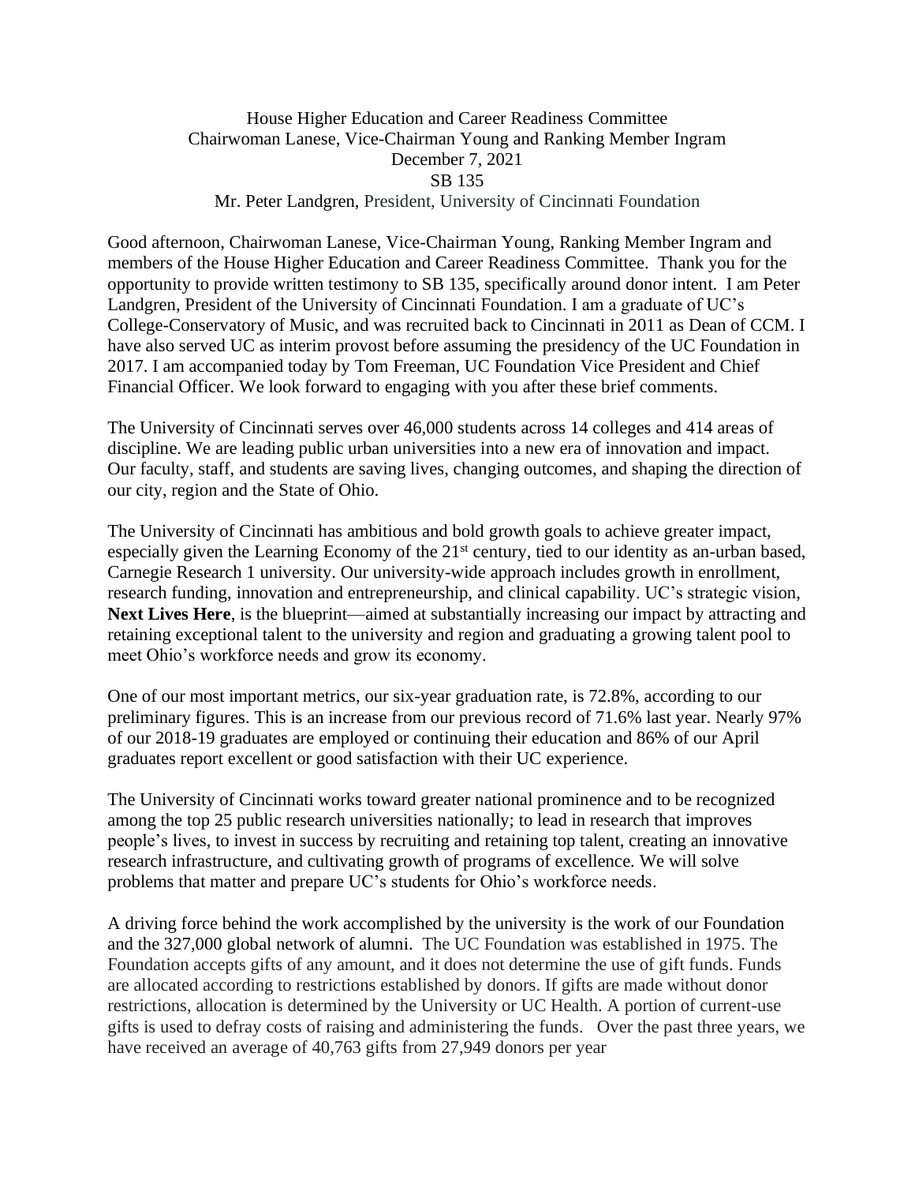House Higher Education and Career Readiness Committee
Chairwoman Lanese, Vice-Chairman Young and Ranking Member Ingram
December 7, 2021
SB 135
Mr. Peter Landgren, President, University of Cincinnati Foundation

Good afternoon, Chairwoman Lanese, Vice-Chairman Young, Ranking Member Ingram and members of the House Higher Education and Career Readiness Committee. Thank you for the opportunity to provide written testimony to SB 135, specifically around donor intent. I am Peter Landgren, President of the University of Cincinnati Foundation. I am a graduate of UC's College-Conservatory of Music, and was recruited back to Cincinnati in 2011 as Dean of CCM. I have also served UC as interim provost before assuming the presidency of the UC Foundation in 2017. I am accompanied today by Tom Freeman, UC Foundation Vice President and Chief Financial Officer. We look forward to engaging with you after these brief comments.

The University of Cincinnati serves over 46,000 students across 14 colleges and 414 areas of discipline. We are leading public urban universities into a new era of innovation and impact. Our faculty, staff, and students are saving lives, changing outcomes, and shaping the direction of our city, region and the State of Ohio.

The University of Cincinnati has ambitious and bold growth goals to achieve greater impact, especially given the Learning Economy of the 21st century, tied to our identity as an-urban based, Carnegie Research 1 university. Our university-wide approach includes growth in enrollment, research funding, innovation and entrepreneurship, and clinical capability. UC's strategic vision, **Next Lives Here**, is the blueprint—aimed at substantially increasing our impact by attracting and retaining exceptional talent to the university and region and graduating a growing talent pool to meet Ohio's workforce needs and grow its economy.

One of our most important metrics, our six-year graduation rate, is 72.8%, according to our preliminary figures. This is an increase from our previous record of 71.6% last year. Nearly 97% of our 2018-19 graduates are employed or continuing their education and 86% of our April graduates report excellent or good satisfaction with their UC experience.

The University of Cincinnati works toward greater national prominence and to be recognized among the top 25 public research universities nationally; to lead in research that improves people's lives, to invest in success by recruiting and retaining top talent, creating an innovative research infrastructure, and cultivating growth of programs of excellence. We will solve problems that matter and prepare UC's students for Ohio's workforce needs.

A driving force behind the work accomplished by the university is the work of our Foundation and the 327,000 global network of alumni. The UC Foundation was established in 1975. The Foundation accepts gifts of any amount, and it does not determine the use of gift funds. Funds are allocated according to restrictions established by donors. If gifts are made without donor restrictions, allocation is determined by the University or UC Health. A portion of current-use gifts is used to defray costs of raising and administering the funds. Over the past three years, we have received an average of 40,763 gifts from 27,949 donors per year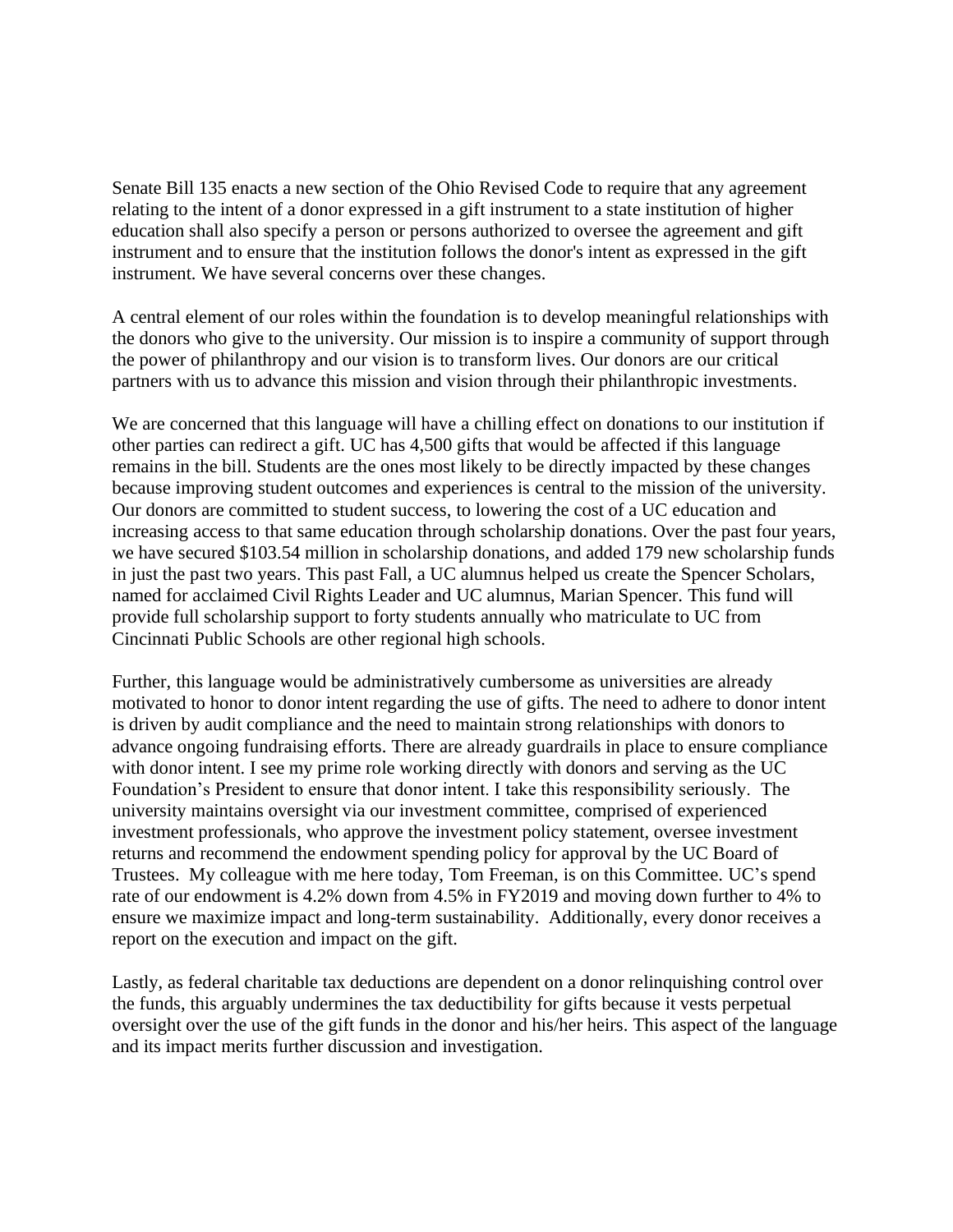Senate Bill 135 enacts a new section of the Ohio Revised Code to require that any agreement relating to the intent of a donor expressed in a gift instrument to a state institution of higher education shall also specify a person or persons authorized to oversee the agreement and gift instrument and to ensure that the institution follows the donor's intent as expressed in the gift instrument. We have several concerns over these changes.

A central element of our roles within the foundation is to develop meaningful relationships with the donors who give to the university. Our mission is to inspire a community of support through the power of philanthropy and our vision is to transform lives. Our donors are our critical partners with us to advance this mission and vision through their philanthropic investments.

We are concerned that this language will have a chilling effect on donations to our institution if other parties can redirect a gift. UC has 4,500 gifts that would be affected if this language remains in the bill. Students are the ones most likely to be directly impacted by these changes because improving student outcomes and experiences is central to the mission of the university. Our donors are committed to student success, to lowering the cost of a UC education and increasing access to that same education through scholarship donations. Over the past four years, we have secured $103.54 million in scholarship donations, and added 179 new scholarship funds in just the past two years. This past Fall, a UC alumnus helped us create the Spencer Scholars, named for acclaimed Civil Rights Leader and UC alumnus, Marian Spencer. This fund will provide full scholarship support to forty students annually who matriculate to UC from Cincinnati Public Schools are other regional high schools.

Further, this language would be administratively cumbersome as universities are already motivated to honor to donor intent regarding the use of gifts. The need to adhere to donor intent is driven by audit compliance and the need to maintain strong relationships with donors to advance ongoing fundraising efforts. There are already guardrails in place to ensure compliance with donor intent. I see my prime role working directly with donors and serving as the UC Foundation's President to ensure that donor intent. I take this responsibility seriously. The university maintains oversight via our investment committee, comprised of experienced investment professionals, who approve the investment policy statement, oversee investment returns and recommend the endowment spending policy for approval by the UC Board of Trustees. My colleague with me here today, Tom Freeman, is on this Committee. UC's spend rate of our endowment is 4.2% down from 4.5% in FY2019 and moving down further to 4% to ensure we maximize impact and long-term sustainability. Additionally, every donor receives a report on the execution and impact on the gift.

Lastly, as federal charitable tax deductions are dependent on a donor relinquishing control over the funds, this arguably undermines the tax deductibility for gifts because it vests perpetual oversight over the use of the gift funds in the donor and his/her heirs. This aspect of the language and its impact merits further discussion and investigation.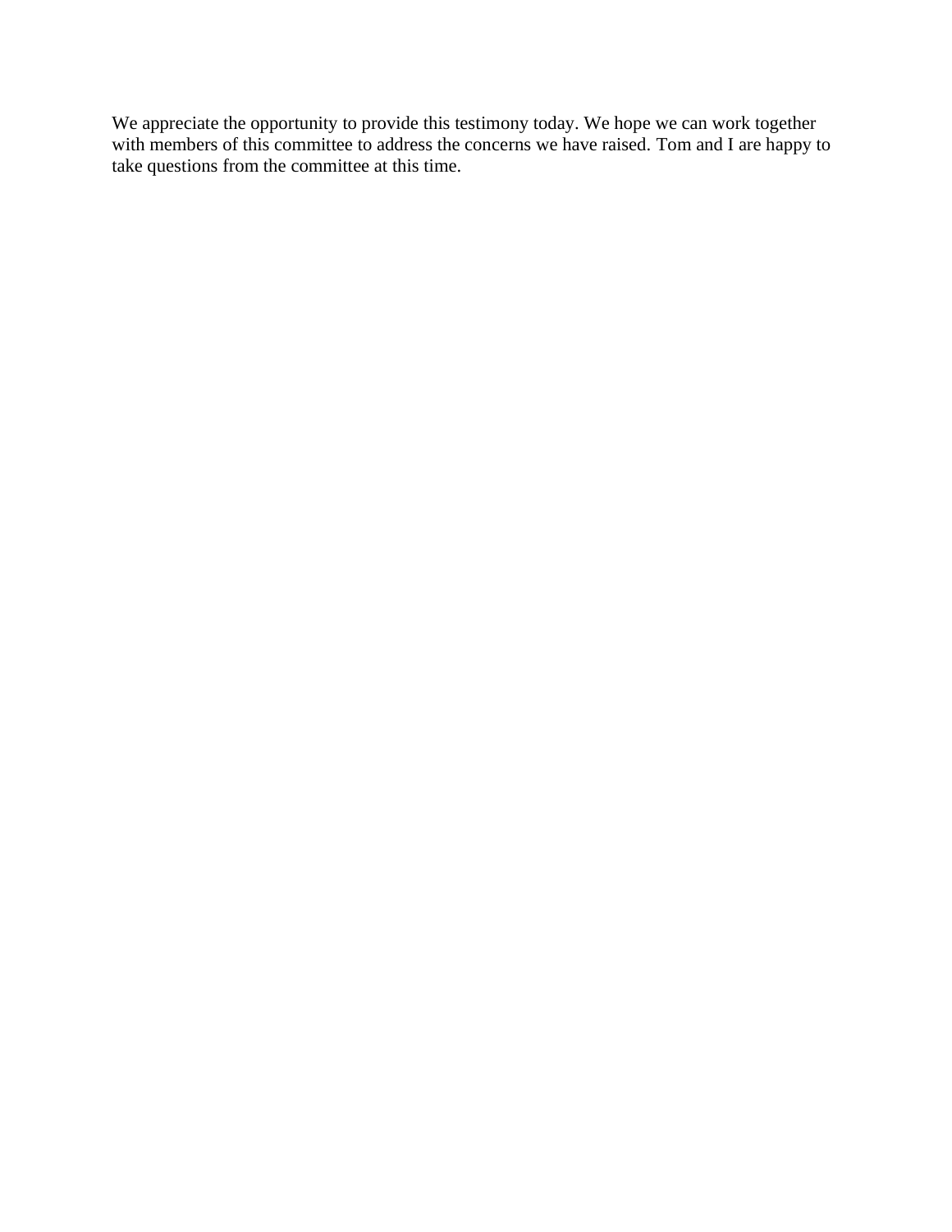We appreciate the opportunity to provide this testimony today. We hope we can work together with members of this committee to address the concerns we have raised. Tom and I are happy to take questions from the committee at this time.